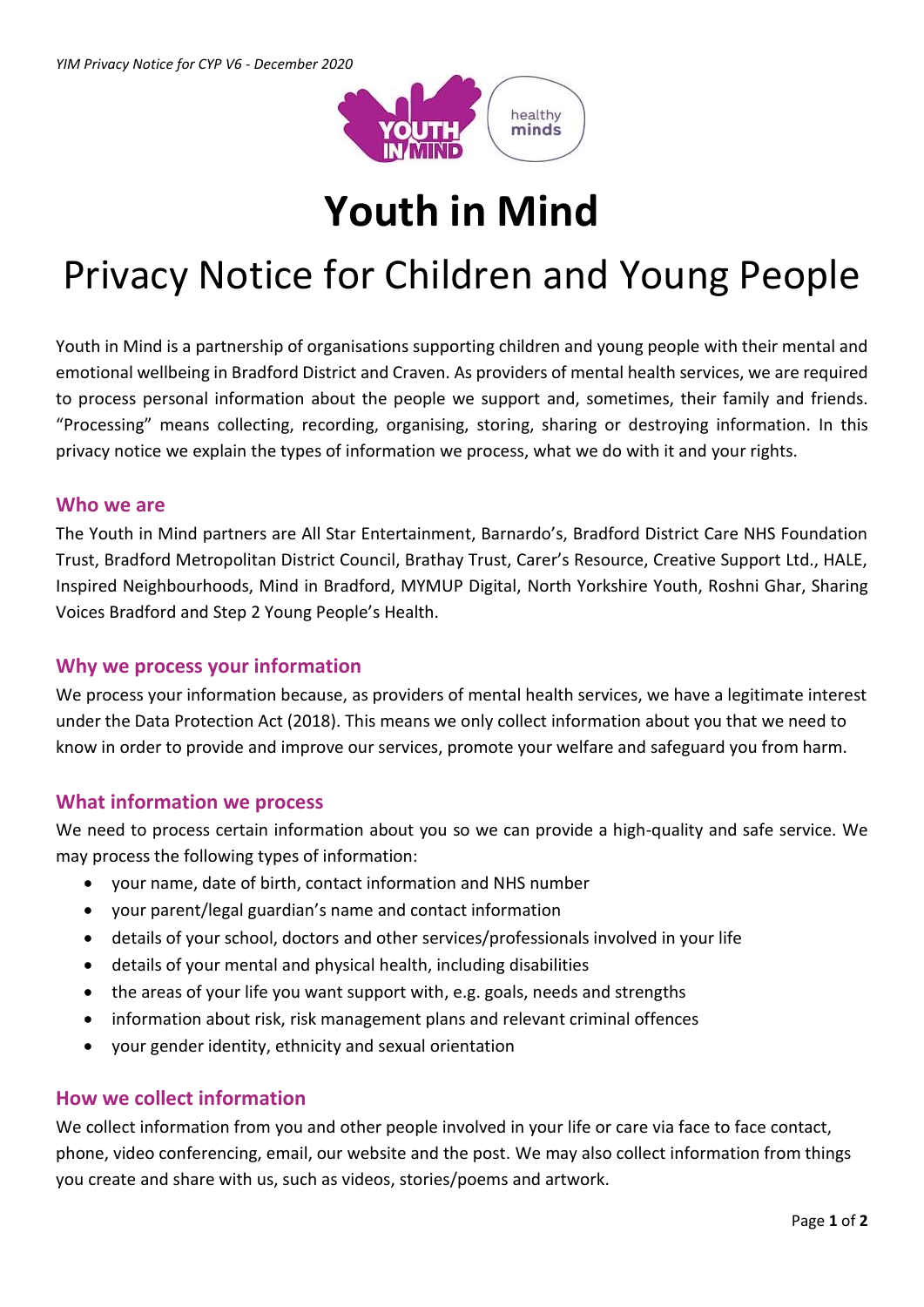# Youth in Mind

# Privacy Notice for Children and Young People

Youth in Mind is a partnership of organisations supporting children and young people with their mental and emotional wellbeing in Bradford District and Craven. As providers of mental health services, we are required to process personal information about the people we support and, sometimes, their family and friends. "Processing" means collecting, recording, organising, storing, sharing or destroying information. In this privacy notice we explain the types of information we process, what we do with it and your rights.

## Who we are

The Youth in Mind partners are All Star Entertainment, Barnardo's, Bradford District Care NHS Foundation Trust, Bradford Metropolitan District Council, Brathay Trust, Carer's Resource, Creative Support Ltd., HALE, Inspired Neighbourhoods, Mind in Bradford, MYMUP Digital, North Yorkshire Youth, Roshni Ghar, Sharing Voices Bradford and Step 2 Young People's Health.

## Why we process your information

We process your information because, as providers of mental health services, we have a legitimate interest under the Data Protection Act (2018). This means we only collect information about you that we need to know in order to provide and improve our services, promote your welfare and safeguard you from harm.

## What information we process

We need to process certain information about you so we can provide a high-quality and safe service. We may process the following types of information:

- your name, date of birth, contact information and NHS number
- your parent/legal guardian's name and contact information
- details of your school, doctors and other services/professionals involved in your life
- details of your mental and physical health, including disabilities
- the areas of your life you want support with, e.g. goals, needs and strengths
- information about risk, risk management plans and relevant criminal offences
- your gender identity, ethnicity and sexual orientation

## How we collect information

We collect information from you and other people involved in your life or care via face to face contact, phone, video conferencing, email, our website and the post. We may also collect information from things you create and share with us, such as videos, stories/poems and artwork.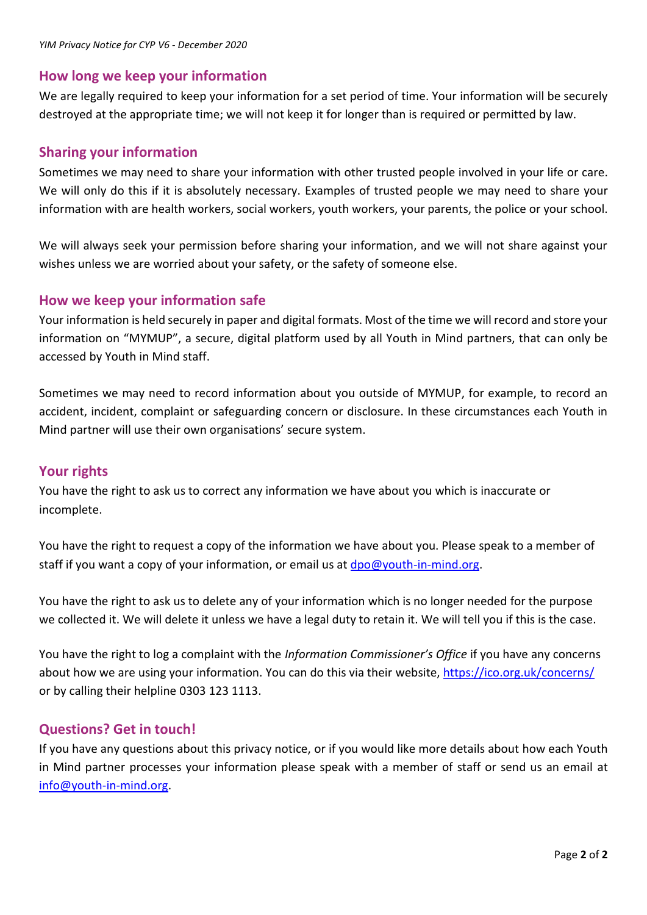## How long we keep your information

We are legally required to keep your information for a set period of time. Your information will be securely destroyed at the appropriate time; we will not keep it for longer than is required or permitted by law.

## Sharing your information

Sometimes we may need to share your information with other trusted people involved in your life or care. We will only do this if it is absolutely necessary. Examples of trusted people we may need to share your information with are health workers, social workers, youth workers, your parents, the police or your school.

We will always seek your permission before sharing your information, and we will not share against your wishes unless we are worried about your safety, or the safety of someone else.

## How we keep your information safe

Your information is held securely in paper and digital formats. Most of the time we will record and store your information on "MYMUP", a secure, digital platform used by all Youth in Mind partners, that can only be accessed by Youth in Mind staff.

Sometimes we may need to record information about you outside of MYMUP, for example, to record an accident, incident, complaint or safeguarding concern or disclosure. In these circumstances each Youth in Mind partner will use their own organisations' secure system.

## Your rights

You have the right to ask us to correct any information we have about you which is inaccurate or incomplete.

You have the right to request a copy of the information we have about you. Please speak to a member of staff if you want a copy of your information, or email us at [dpo@youth-in-mind.org](mailto:dpo@youth-in-mind.org).

You have the right to ask us to delete any of your information which is no longer needed for the purpose we collected it. We will delete it unless we have a legal duty to retain it. We will tell you if this is the case.

You have the right to log a complaint with the *Information Commissioner's Office* if you have any concerns about how we are using your information. You can do this via their website, [https://ico.org.uk/concerns/](https://ico.org.uk/concerns/) or by calling their helpline 0303 123 1113.

## Questions? Get in touch!

If you have any questions about this privacy notice, or if you would like more details about how each Youth in Mind partner processes your information please speak with a member of staff or send us an email at [info@youth-in-mind.org](mailto:info@youth-in-mind.org).